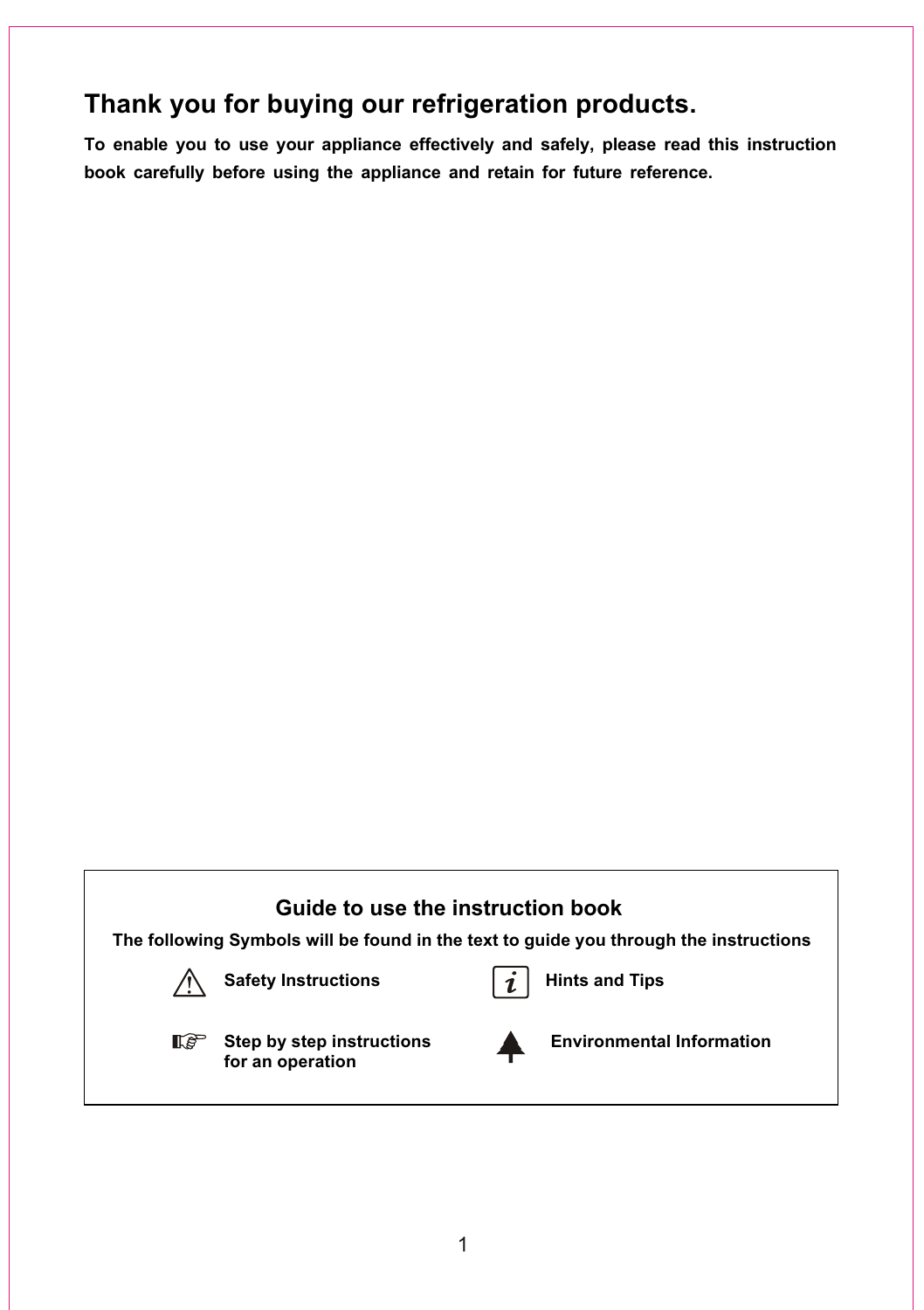# Thank you for buying our refrigeration products.

**To enable you to use your appliance effectively and safely, please read this instruction book carefully before using the appliance and retain for future reference.**

## Guide to use the instruction book

**The following Symbols will be found in the text to guide you through the instructions**

- ⚠ **Safety Instructions**
- ℹ **Hints and Tips**
- ☞ **Step by step instructions for an operation**
- **Environmental Information**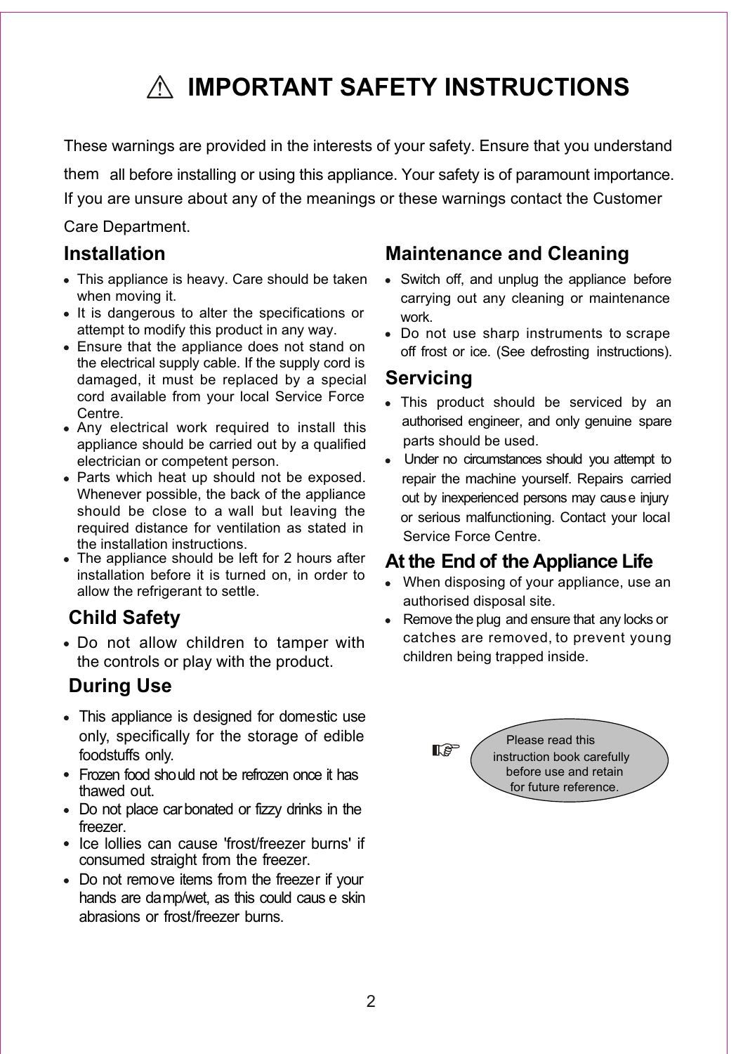# ⚠ IMPORTANT SAFETY INSTRUCTIONS

These warnings are provided in the interests of your safety. Ensure that you understand them all before installing or using this appliance. Your safety is of paramount importance. If you are unsure about any of the meanings or these warnings contact the Customer Care Department.

## Installation

- This appliance is heavy. Care should be taken when moving it.
- It is dangerous to alter the specifications or attempt to modify this product in any way.
- Ensure that the appliance does not stand on the electrical supply cable. If the supply cord is damaged, it must be replaced by a special cord available from your local Service Force Centre.
- Any electrical work required to install this appliance should be carried out by a qualified electrician or competent person.
- Parts which heat up should not be exposed. Whenever possible, the back of the appliance should be close to a wall but leaving the required distance for ventilation as stated in the installation instructions.
- The appliance should be left for 2 hours after installation before it is turned on, in order to allow the refrigerant to settle.

## Child Safety

- Do not allow children to tamper with the controls or play with the product.

## During Use

- This appliance is designed for domestic use only, specifically for the storage of edible foodstuffs only.
- Frozen food should not be refrozen once it has thawed out.
- Do not place carbonated or fizzy drinks in the freezer.
- Ice lollies can cause 'frost/freezer burns' if consumed straight from the freezer.
- Do not remove items from the freezer if your hands are damp/wet, as this could cause skin abrasions or frost/freezer burns.

## Maintenance and Cleaning

- Switch off, and unplug the appliance before carrying out any cleaning or maintenance work.
- Do not use sharp instruments to scrape off frost or ice. (See defrosting instructions).

## Servicing

- This product should be serviced by an authorised engineer, and only genuine spare parts should be used.
- Under no circumstances should you attempt to repair the machine yourself. Repairs carried out by inexperienced persons may cause injury or serious malfunctioning. Contact your local Service Force Centre.

## At the End of the Appliance Life

- When disposing of your appliance, use an authorised disposal site.
- Remove the plug and ensure that any locks or catches are removed, to prevent young children being trapped inside.

☞ Please read this instruction book carefully before use and retain for future reference.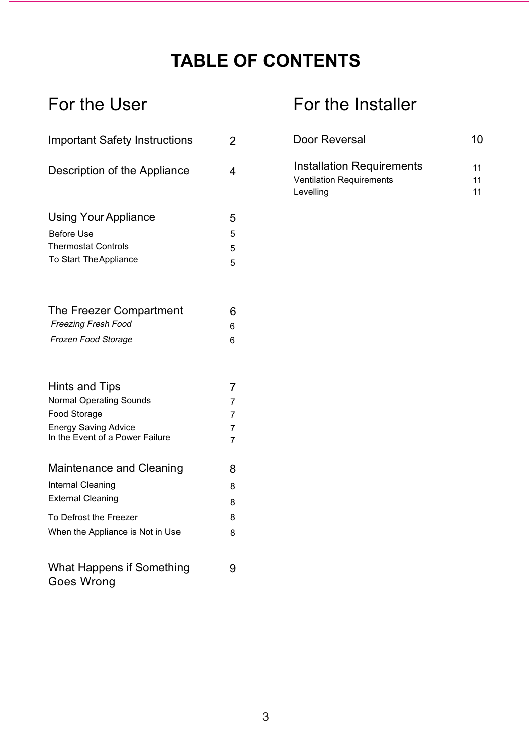# TABLE OF CONTENTS

## For the User

| | |
|---|---|
| Important Safety Instructions | 2 |
| Description of the Appliance | 4 |
| **Using Your Appliance** | **5** |
| Before Use | 5 |
| Thermostat Controls | 5 |
| To Start The Appliance | 5 |
| **The Freezer Compartment** | **6** |
| *Freezing Fresh Food* | 6 |
| *Frozen Food Storage* | 6 |
| **Hints and Tips** | **7** |
| Normal Operating Sounds | 7 |
| Food Storage | 7 |
| Energy Saving Advice | 7 |
| In the Event of a Power Failure | 7 |
| **Maintenance and Cleaning** | **8** |
| Internal Cleaning | 8 |
| External Cleaning | 8 |
| To Defrost the Freezer | 8 |
| When the Appliance is Not in Use | 8 |
| What Happens if Something Goes Wrong | 9 |

## For the Installer

| | |
|---|---|
| Door Reversal | 10 |
| **Installation Requirements** | **11** |
| Ventilation Requirements | 11 |
| Levelling | 11 |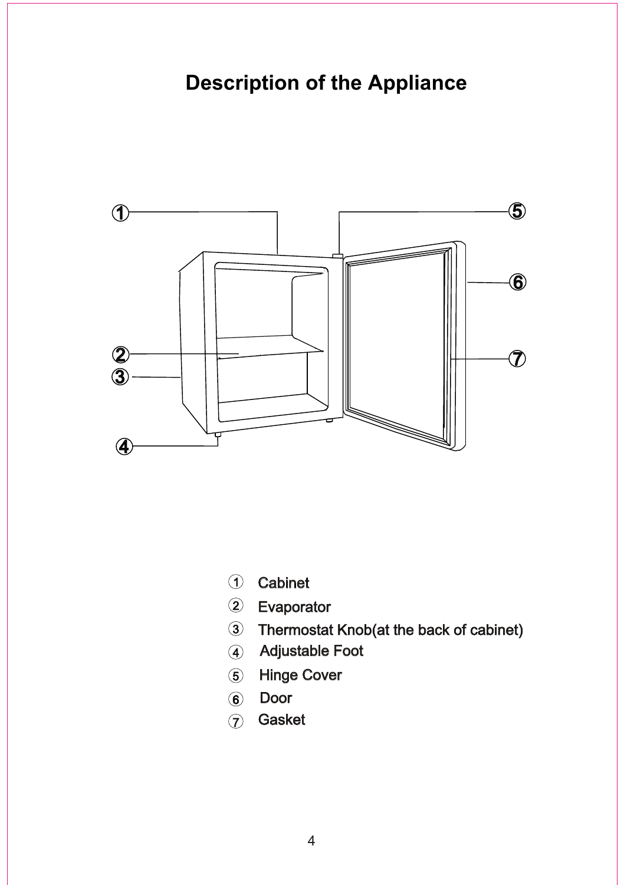# Description of the Appliance

1. Cabinet
2. Evaporator
3. Thermostat Knob(at the back of cabinet)
4. Adjustable Foot
5. Hinge Cover
6. Door
7. Gasket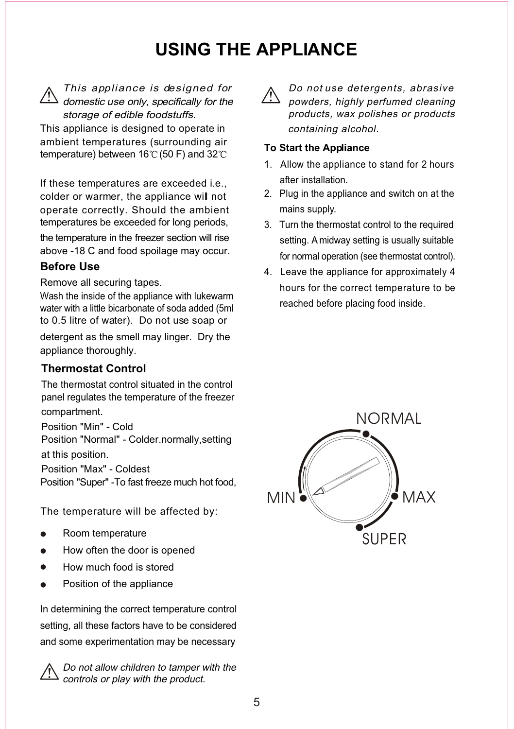# USING THE APPLIANCE

⚠ *This appliance is designed for domestic use only, specifically for the storage of edible foodstuffs.*

This appliance is designed to operate in ambient temperatures (surrounding air temperature) between 16℃ (50 F) and 32℃

If these temperatures are exceeded i.e., colder or warmer, the appliance will not operate correctly. Should the ambient temperatures be exceeded for long periods, the temperature in the freezer section will rise above -18 C and food spoilage may occur.

## Before Use

Remove all securing tapes.

Wash the inside of the appliance with lukewarm water with a little bicarbonate of soda added (5ml to 0.5 litre of water). Do not use soap or detergent as the smell may linger. Dry the appliance thoroughly.

## Thermostat Control

The thermostat control situated in the control panel regulates the temperature of the freezer compartment.

Position "Min" - Cold

Position "Normal" - Colder.normally,setting at this position.

Position "Max" - Coldest

Position "Super" -To fast freeze much hot food,

The temperature will be affected by:

- Room temperature
- How often the door is opened
- How much food is stored
- Position of the appliance

In determining the correct temperature control setting, all these factors have to be considered and some experimentation may be necessary

⚠ *Do not allow children to tamper with the controls or play with the product.*

⚠ *Do not use detergents, abrasive powders, highly perfumed cleaning products, wax polishes or products containing alcohol.*

**To Start the Appliance**

1. Allow the appliance to stand for 2 hours after installation.
2. Plug in the appliance and switch on at the mains supply.
3. Turn the thermostat control to the required setting. A midway setting is usually suitable for normal operation (see thermostat control).
4. Leave the appliance for approximately 4 hours for the correct temperature to be reached before placing food inside.

NORMAL

MIN MAX

SUPER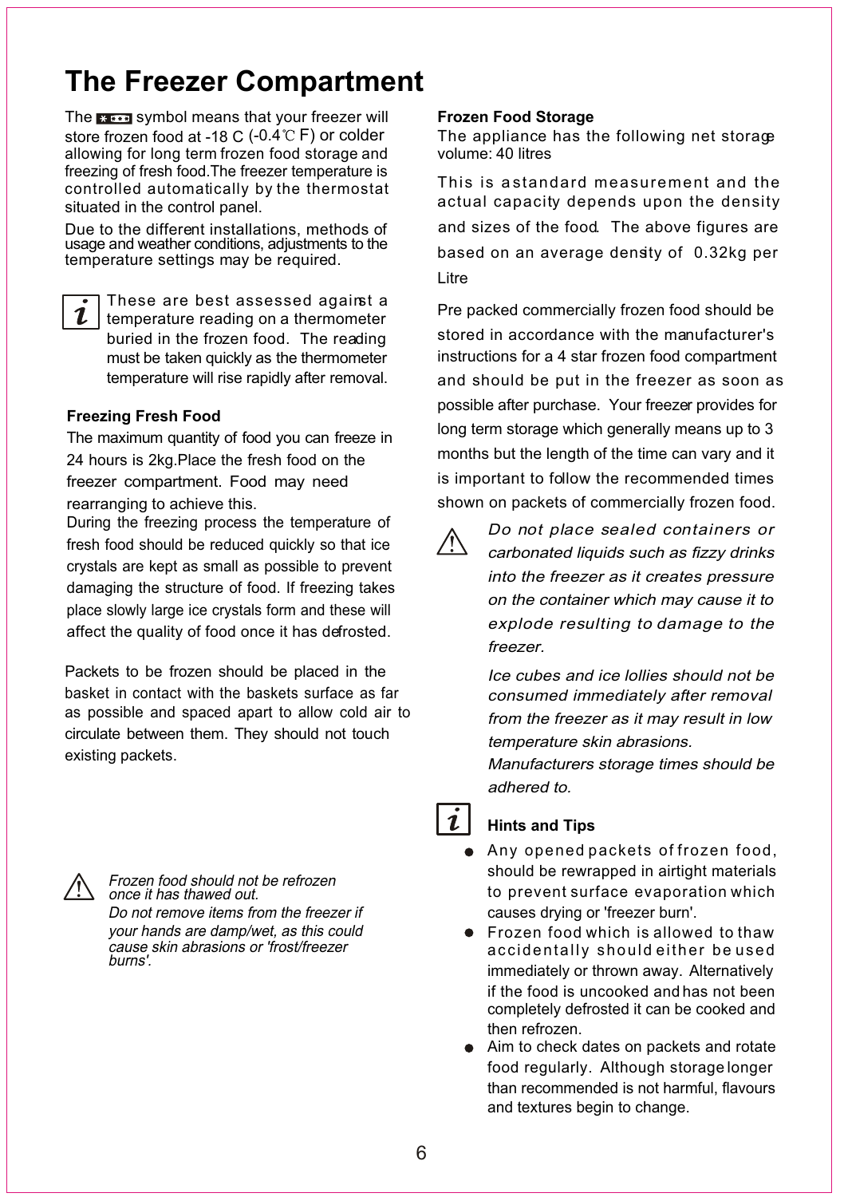# The Freezer Compartment

The ✱✱✱✱ symbol means that your freezer will store frozen food at -18 C (-0.4℃ F) or colder allowing for long term frozen food storage and freezing of fresh food.The freezer temperature is controlled automatically by the thermostat situated in the control panel.

Due to the different installations, methods of usage and weather conditions, adjustments to the temperature settings may be required.

These are best assessed against a temperature reading on a thermometer buried in the frozen food. The reading must be taken quickly as the thermometer temperature will rise rapidly after removal.

**Freezing Fresh Food**

The maximum quantity of food you can freeze in 24 hours is 2kg.Place the fresh food on the freezer compartment. Food may need rearranging to achieve this.

During the freezing process the temperature of fresh food should be reduced quickly so that ice crystals are kept as small as possible to prevent damaging the structure of food. If freezing takes place slowly large ice crystals form and these will affect the quality of food once it has defrosted.

Packets to be frozen should be placed in the basket in contact with the baskets surface as far as possible and spaced apart to allow cold air to circulate between them. They should not touch existing packets.

*Frozen food should not be refrozen once it has thawed out.*
*Do not remove items from the freezer if your hands are damp/wet, as this could cause skin abrasions or 'frost/freezer burns'.*

**Frozen Food Storage**

The appliance has the following net storage volume: 40 litres

This is a standard measurement and the actual capacity depends upon the density and sizes of the food. The above figures are based on an average density of 0.32kg per Litre

Pre packed commercially frozen food should be stored in accordance with the manufacturer's instructions for a 4 star frozen food compartment and should be put in the freezer as soon as possible after purchase. Your freezer provides for long term storage which generally means up to 3 months but the length of the time can vary and it is important to follow the recommended times shown on packets of commercially frozen food.

*Do not place sealed containers or carbonated liquids such as fizzy drinks into the freezer as it creates pressure on the container which may cause it to explode resulting to damage to the freezer.*

*Ice cubes and ice lollies should not be consumed immediately after removal from the freezer as it may result in low temperature skin abrasions.*
*Manufacturers storage times should be adhered to.*

**Hints and Tips**

- Any opened packets of frozen food, should be rewrapped in airtight materials to prevent surface evaporation which causes drying or 'freezer burn'.
- Frozen food which is allowed to thaw accidentally should either be used immediately or thrown away. Alternatively if the food is uncooked and has not been completely defrosted it can be cooked and then refrozen.
- Aim to check dates on packets and rotate food regularly. Although storage longer than recommended is not harmful, flavours and textures begin to change.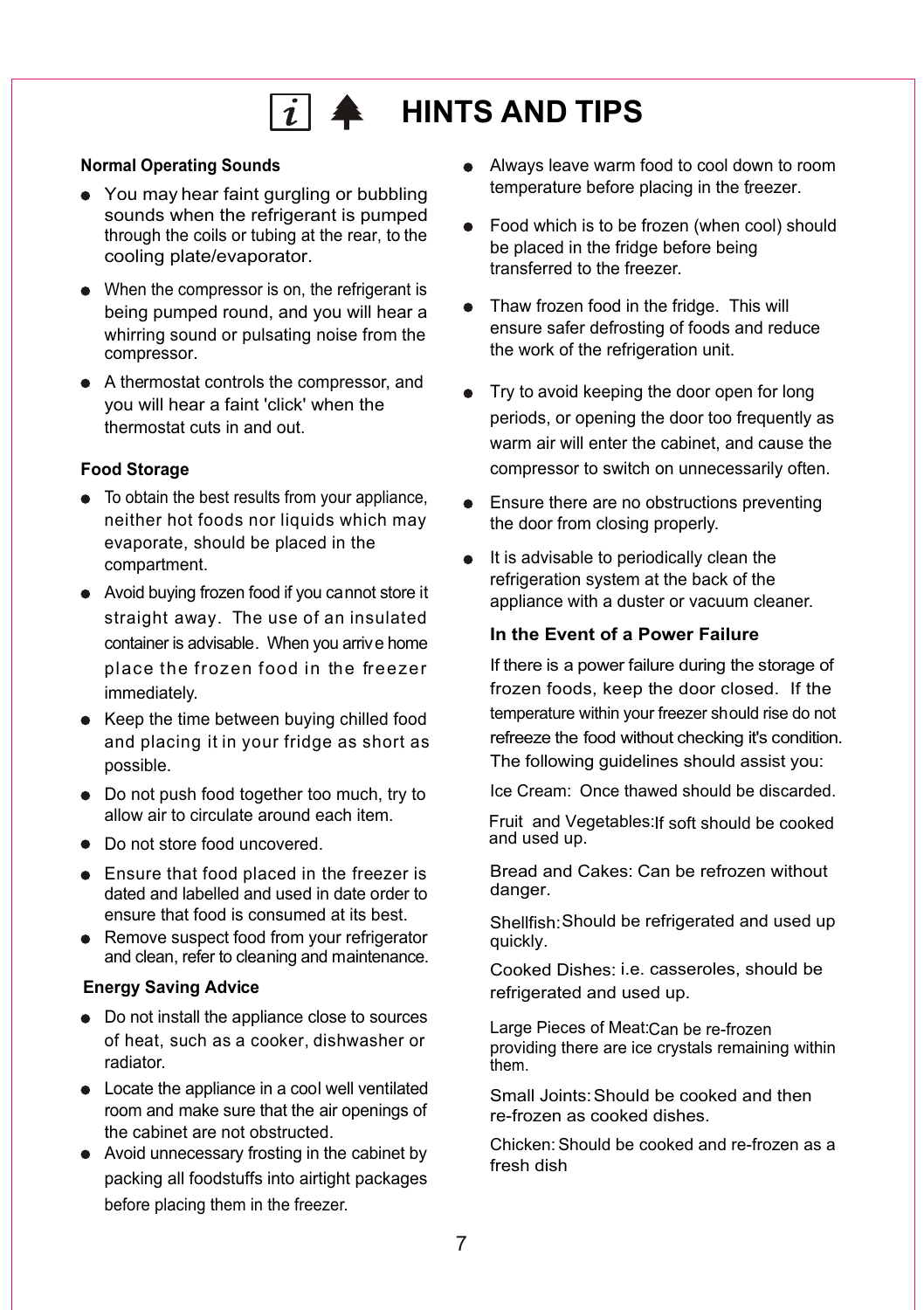# HINTS AND TIPS

### Normal Operating Sounds

- You may hear faint gurgling or bubbling sounds when the refrigerant is pumped through the coils or tubing at the rear, to the cooling plate/evaporator.
- When the compressor is on, the refrigerant is being pumped round, and you will hear a whirring sound or pulsating noise from the compressor.
- A thermostat controls the compressor, and you will hear a faint 'click' when the thermostat cuts in and out.

### Food Storage

- To obtain the best results from your appliance, neither hot foods nor liquids which may evaporate, should be placed in the compartment.
- Avoid buying frozen food if you cannot store it straight away. The use of an insulated container is advisable. When you arrive home place the frozen food in the freezer immediately.
- Keep the time between buying chilled food and placing it in your fridge as short as possible.
- Do not push food together too much, try to allow air to circulate around each item.
- Do not store food uncovered.
- Ensure that food placed in the freezer is dated and labelled and used in date order to ensure that food is consumed at its best.
- Remove suspect food from your refrigerator and clean, refer to cleaning and maintenance.

### Energy Saving Advice

- Do not install the appliance close to sources of heat, such as a cooker, dishwasher or radiator.
- Locate the appliance in a cool well ventilated room and make sure that the air openings of the cabinet are not obstructed.
- Avoid unnecessary frosting in the cabinet by packing all foodstuffs into airtight packages before placing them in the freezer.
- Always leave warm food to cool down to room temperature before placing in the freezer.
- Food which is to be frozen (when cool) should be placed in the fridge before being transferred to the freezer.
- Thaw frozen food in the fridge. This will ensure safer defrosting of foods and reduce the work of the refrigeration unit.
- Try to avoid keeping the door open for long periods, or opening the door too frequently as warm air will enter the cabinet, and cause the compressor to switch on unnecessarily often.
- Ensure there are no obstructions preventing the door from closing properly.
- It is advisable to periodically clean the refrigeration system at the back of the appliance with a duster or vacuum cleaner.

### In the Event of a Power Failure

If there is a power failure during the storage of frozen foods, keep the door closed. If the temperature within your freezer should rise do not refreeze the food without checking it's condition. The following guidelines should assist you:

Ice Cream: Once thawed should be discarded.

Fruit and Vegetables: If soft should be cooked and used up.

Bread and Cakes: Can be refrozen without danger.

Shellfish: Should be refrigerated and used up quickly.

Cooked Dishes: i.e. casseroles, should be refrigerated and used up.

Large Pieces of Meat: Can be re-frozen providing there are ice crystals remaining within them.

Small Joints: Should be cooked and then re-frozen as cooked dishes.

Chicken: Should be cooked and re-frozen as a fresh dish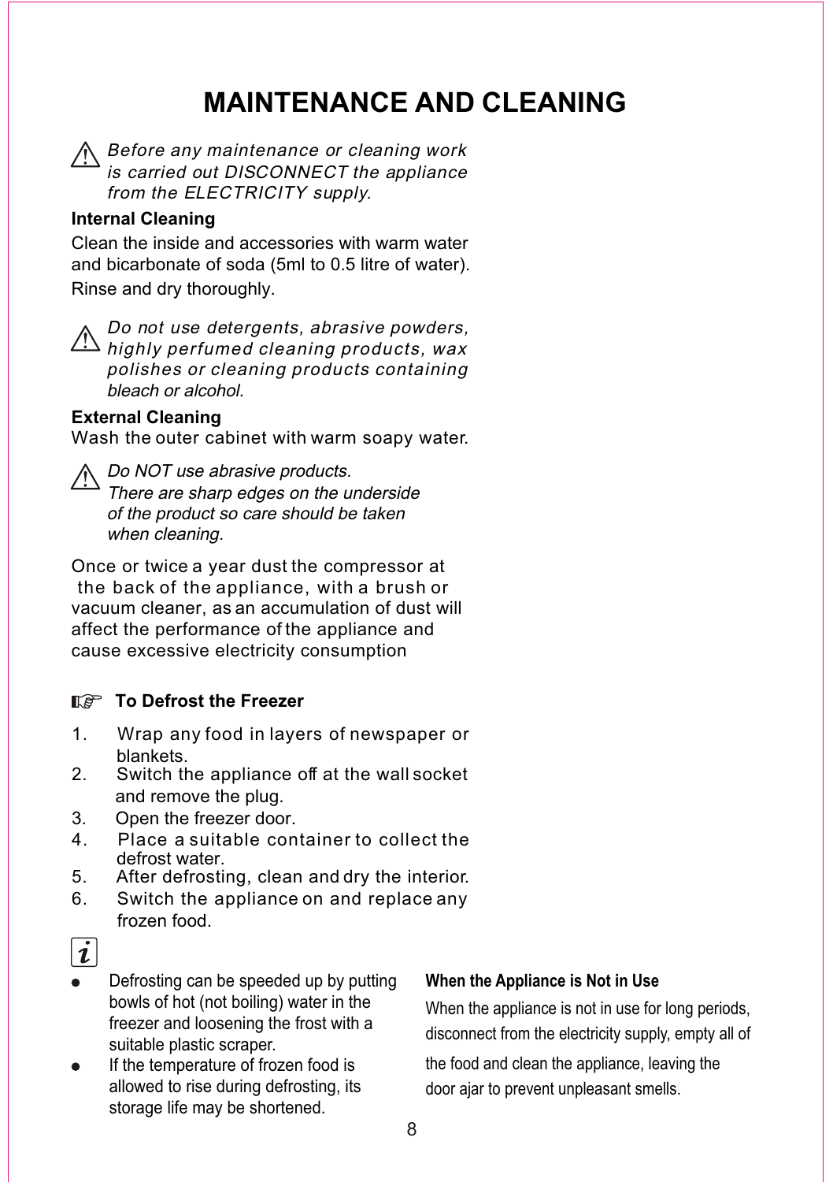# MAINTENANCE AND CLEANING

⚠ *Before any maintenance or cleaning work is carried out DISCONNECT the appliance from the ELECTRICITY supply.*

**Internal Cleaning**

Clean the inside and accessories with warm water and bicarbonate of soda (5ml to 0.5 litre of water).
Rinse and dry thoroughly.

⚠ *Do not use detergents, abrasive powders, highly perfumed cleaning products, wax polishes or cleaning products containing bleach or alcohol.*

**External Cleaning**

Wash the outer cabinet with warm soapy water.

⚠ *Do NOT use abrasive products. There are sharp edges on the underside of the product so care should be taken when cleaning.*

Once or twice a year dust the compressor at the back of the appliance, with a brush or vacuum cleaner, as an accumulation of dust will affect the performance of the appliance and cause excessive electricity consumption

☞ **To Defrost the Freezer**

1. Wrap any food in layers of newspaper or blankets.
2. Switch the appliance off at the wall socket and remove the plug.
3. Open the freezer door.
4. Place a suitable container to collect the defrost water.
5. After defrosting, clean and dry the interior.
6. Switch the appliance on and replace any frozen food.

ℹ

- Defrosting can be speeded up by putting bowls of hot (not boiling) water in the freezer and loosening the frost with a suitable plastic scraper.
- If the temperature of frozen food is allowed to rise during defrosting, its storage life may be shortened.

**When the Appliance is Not in Use**

When the appliance is not in use for long periods, disconnect from the electricity supply, empty all of the food and clean the appliance, leaving the door ajar to prevent unpleasant smells.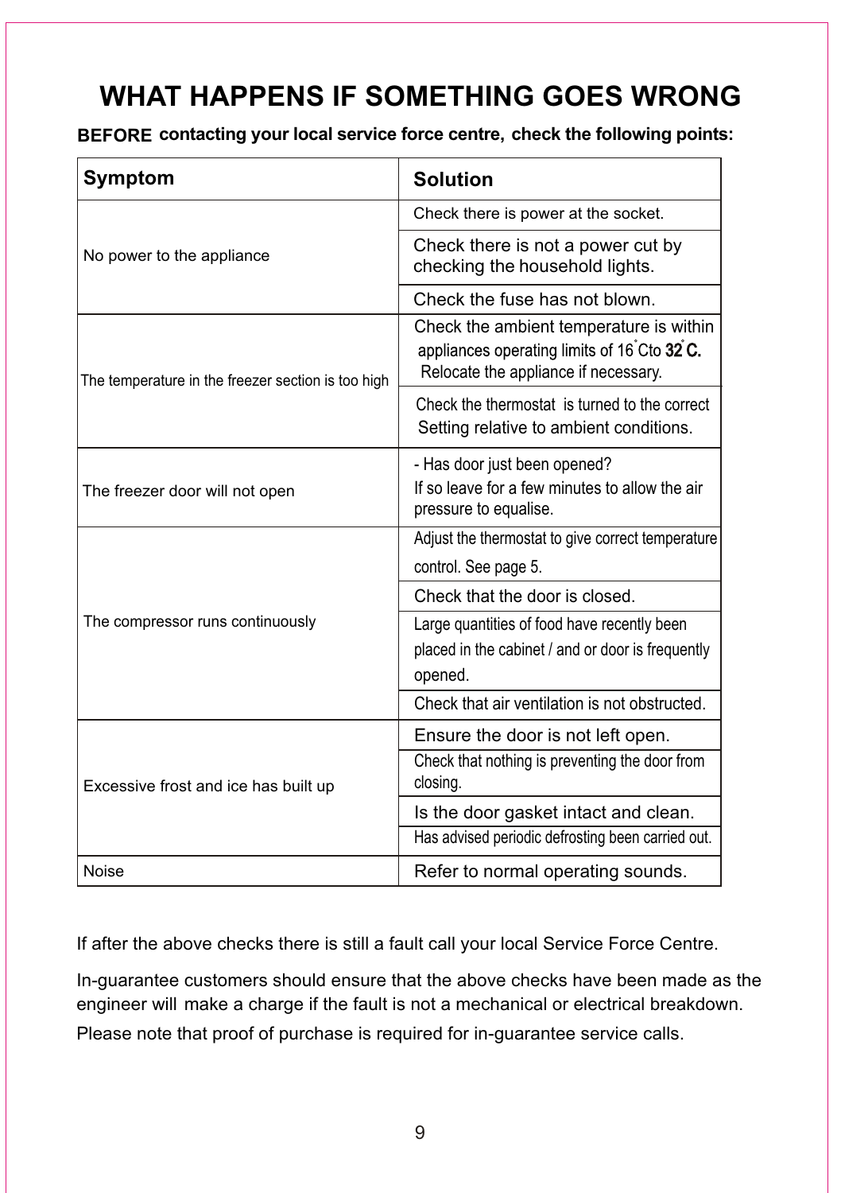# WHAT HAPPENS IF SOMETHING GOES WRONG

**BEFORE contacting your local service force centre, check the following points:**

| Symptom | Solution |
|---|---|
| No power to the appliance | Check there is power at the socket. |
| | Check there is not a power cut by checking the household lights. |
| | Check the fuse has not blown. |
| The temperature in the freezer section is too high | Check the ambient temperature is within appliances operating limits of 16°Cto **32°C.** Relocate the appliance if necessary. |
| | Check the thermostat is turned to the correct Setting relative to ambient conditions. |
| The freezer door will not open | - Has door just been opened? If so leave for a few minutes to allow the air pressure to equalise. |
| The compressor runs continuously | Adjust the thermostat to give correct temperature control. See page 5. |
| | Check that the door is closed. |
| | Large quantities of food have recently been placed in the cabinet / and or door is frequently opened. |
| | Check that air ventilation is not obstructed. |
| Excessive frost and ice has built up | Ensure the door is not left open. |
| | Check that nothing is preventing the door from closing. |
| | Is the door gasket intact and clean. |
| | Has advised periodic defrosting been carried out. |
| Noise | Refer to normal operating sounds. |

If after the above checks there is still a fault call your local Service Force Centre.

In-guarantee customers should ensure that the above checks have been made as the engineer will make a charge if the fault is not a mechanical or electrical breakdown.

Please note that proof of purchase is required for in-guarantee service calls.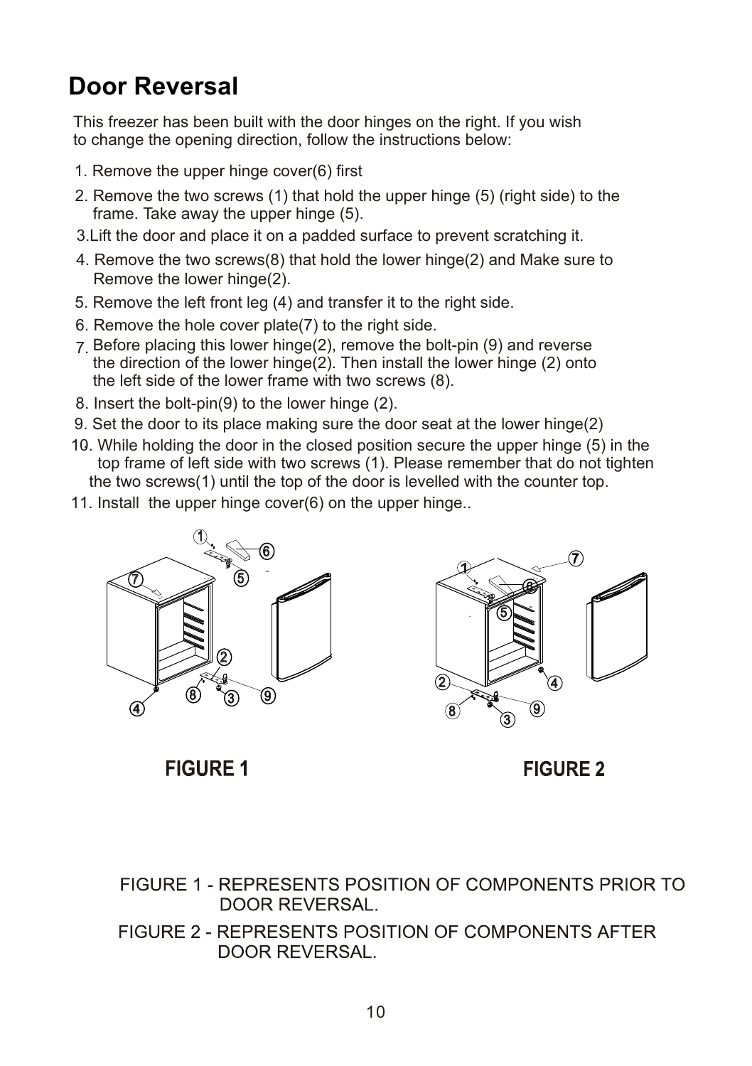# Door Reversal

This freezer has been built with the door hinges on the right. If you wish to change the opening direction, follow the instructions below:

1. Remove the upper hinge cover(6) first
2. Remove the two screws (1) that hold the upper hinge (5) (right side) to the frame. Take away the upper hinge (5).
3. Lift the door and place it on a padded surface to prevent scratching it.
4. Remove the two screws(8) that hold the lower hinge(2) and Make sure to Remove the lower hinge(2).
5. Remove the left front leg (4) and transfer it to the right side.
6. Remove the hole cover plate(7) to the right side.
7. Before placing this lower hinge(2), remove the bolt-pin (9) and reverse the direction of the lower hinge(2). Then install the lower hinge (2) onto the left side of the lower frame with two screws (8).
8. Insert the bolt-pin(9) to the lower hinge (2).
9. Set the door to its place making sure the door seat at the lower hinge(2)
10. While holding the door in the closed position secure the upper hinge (5) in the top frame of left side with two screws (1). Please remember that do not tighten the two screws(1) until the top of the door is levelled with the counter top.
11. Install the upper hinge cover(6) on the upper hinge..

**FIGURE 1** **FIGURE 2**

FIGURE 1 - REPRESENTS POSITION OF COMPONENTS PRIOR TO DOOR REVERSAL.

FIGURE 2 - REPRESENTS POSITION OF COMPONENTS AFTER DOOR REVERSAL.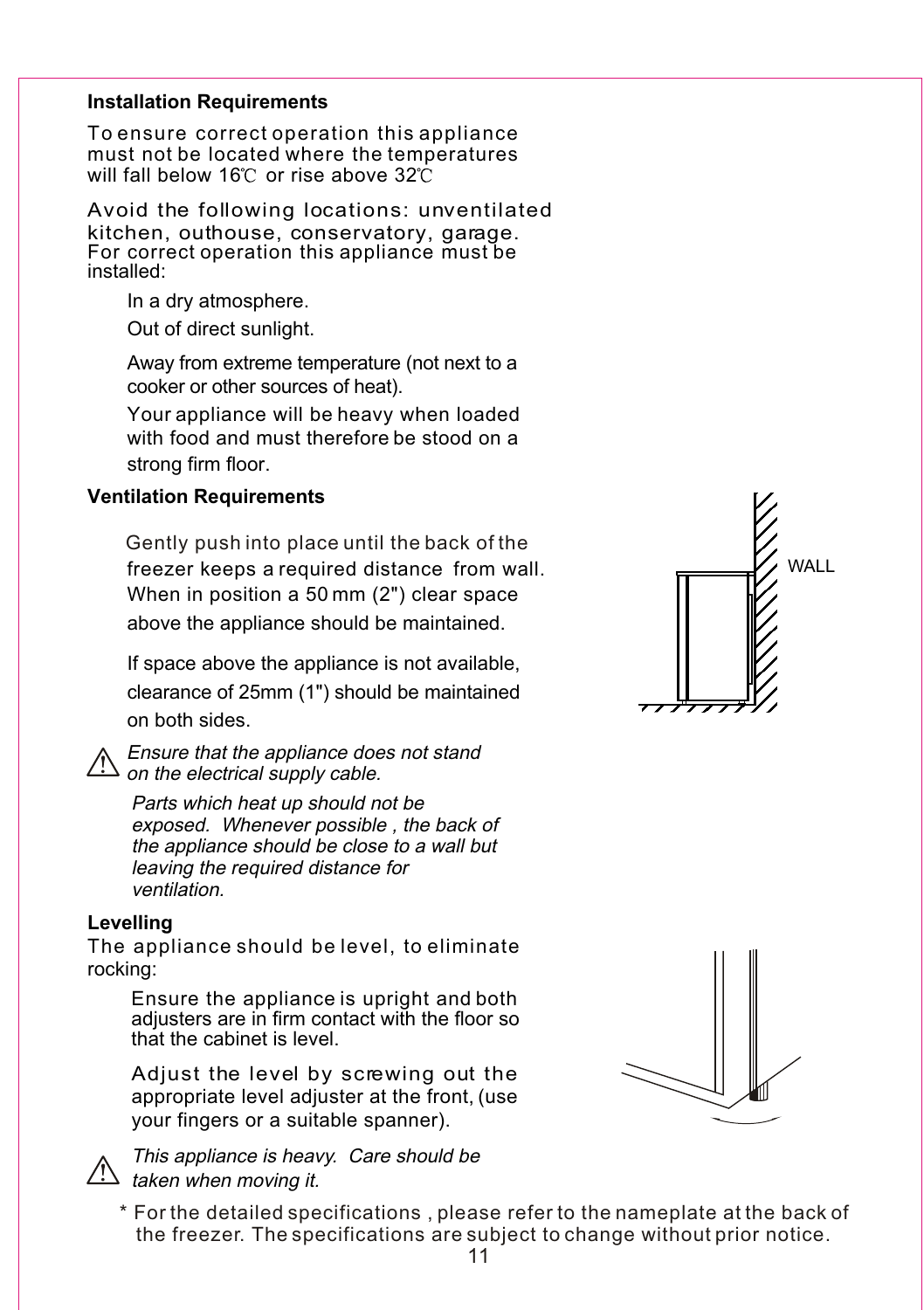### Installation Requirements

To ensure correct operation this appliance must not be located where the temperatures will fall below 16℃ or rise above 32℃

Avoid the following locations: unventilated kitchen, outhouse, conservatory, garage. For correct operation this appliance must be installed:

In a dry atmosphere.

Out of direct sunlight.

Away from extreme temperature (not next to a cooker or other sources of heat).

Your appliance will be heavy when loaded with food and must therefore be stood on a strong firm floor.

### Ventilation Requirements

Gently push into place until the back of the freezer keeps a required distance from wall. When in position a 50 mm (2") clear space above the appliance should be maintained.

If space above the appliance is not available, clearance of 25mm (1") should be maintained on both sides.

WALL

⚠ *Ensure that the appliance does not stand on the electrical supply cable.*

*Parts which heat up should not be exposed. Whenever possible , the back of the appliance should be close to a wall but leaving the required distance for ventilation.*

### Levelling

The appliance should be level, to eliminate rocking:

Ensure the appliance is upright and both adjusters are in firm contact with the floor so that the cabinet is level.

Adjust the level by screwing out the appropriate level adjuster at the front, (use your fingers or a suitable spanner).

⚠ *This appliance is heavy. Care should be taken when moving it.*

* For the detailed specifications , please refer to the nameplate at the back of the freezer. The specifications are subject to change without prior notice.